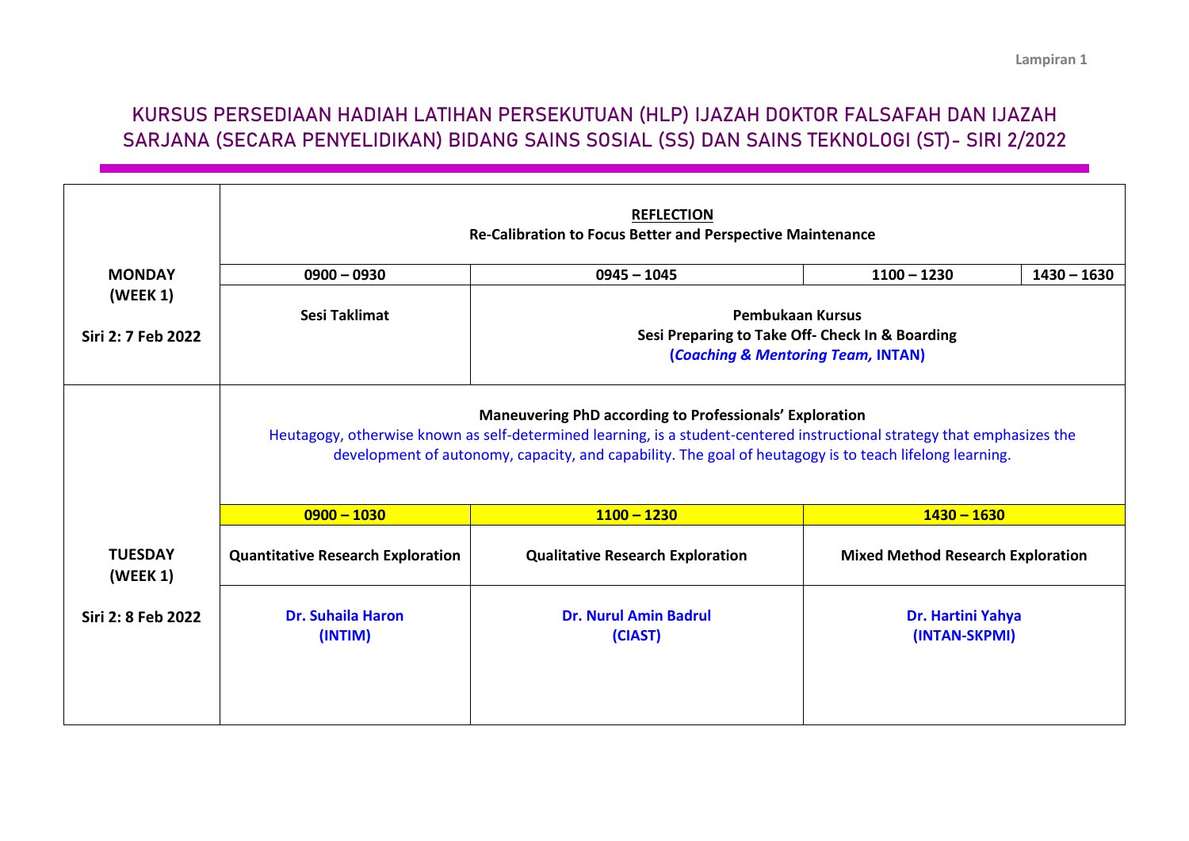Lampiran 1

# KURSUS PERSEDIAAN HADIAH LATIHAN PERSEKUTUAN (HLP) IJAZAH DOKTOR FALSAFAH DAN IJAZAH SARJANA (SECARA PENYELIDIKAN) BIDANG SAINS SOSIAL (SS) DAN SAINS TEKNOLOGI (ST)- SIRI 2/2022

| | | | | |
|---|---|---|---|---|
| **MONDAY (WEEK 1)** <br> **Siri 2: 7 Feb 2022** | **REFLECTION** <br> **Re-Calibration to Focus Better and Perspective Maintenance** | | | |
| | **0900 – 0930** | **0945 – 1045** | **1100 – 1230** | **1430 – 1630** |
| | **Sesi Taklimat** | **Pembukaan Kursus** <br> **Sesi Preparing to Take Off- Check In & Boarding** <br> **(*Coaching & Mentoring Team,* INTAN)** | | |
| **TUESDAY (WEEK 1)** <br> **Siri 2: 8 Feb 2022** | **Maneuvering PhD according to Professionals' Exploration** <br> Heutagogy, otherwise known as self-determined learning, is a student-centered instructional strategy that emphasizes the development of autonomy, capacity, and capability. The goal of heutagogy is to teach lifelong learning. | | | |
| | **0900 – 1030** | **1100 – 1230** | **1430 – 1630** | |
| | **Quantitative Research Exploration** | **Qualitative Research Exploration** | **Mixed Method Research Exploration** | |
| | **Dr. Suhaila Haron (INTIM)** | **Dr. Nurul Amin Badrul (CIAST)** | **Dr. Hartini Yahya (INTAN-SKPMI)** | |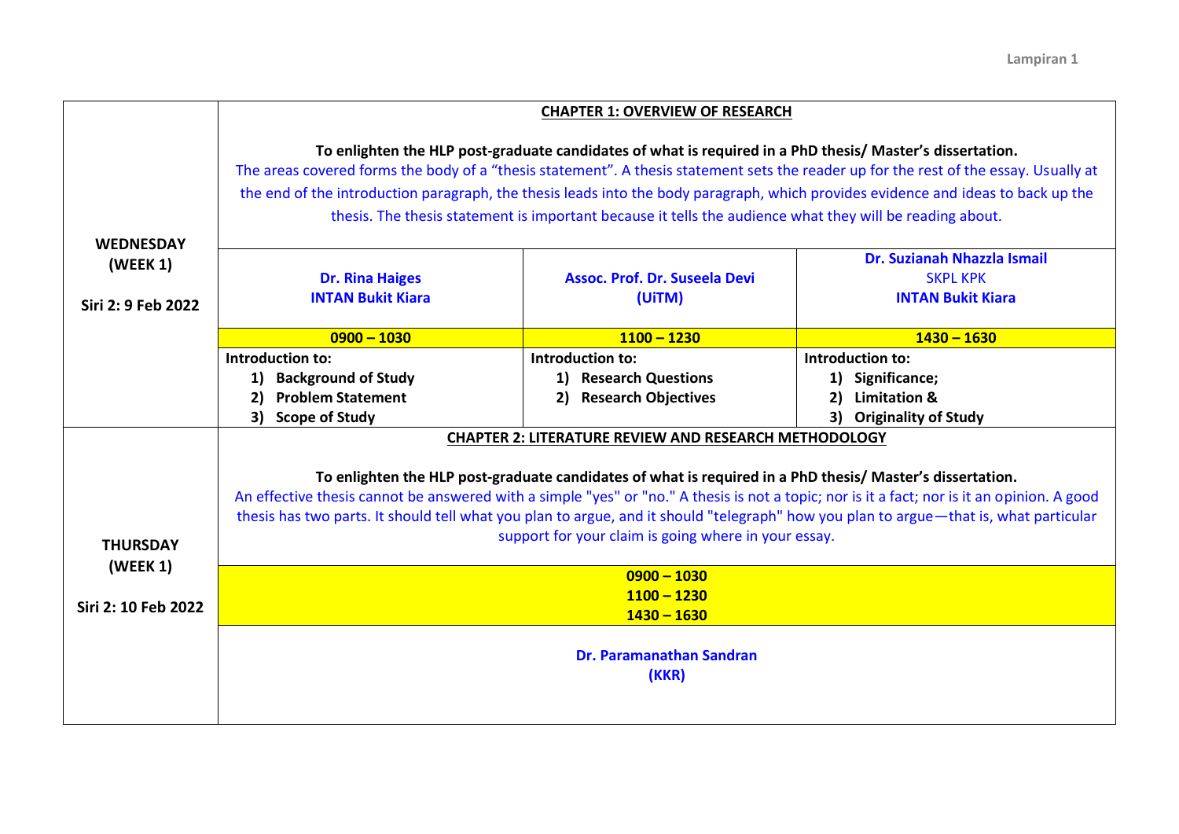Lampiran 1

| | | | |
|---|---|---|---|
| **WEDNESDAY (WEEK 1)**<br><br>**Siri 2: 9 Feb 2022** | **CHAPTER 1: OVERVIEW OF RESEARCH**<br><br>**To enlighten the HLP post-graduate candidates of what is required in a PhD thesis/ Master's dissertation.**<br>The areas covered forms the body of a "thesis statement". A thesis statement sets the reader up for the rest of the essay. Usually at the end of the introduction paragraph, the thesis leads into the body paragraph, which provides evidence and ideas to back up the thesis. The thesis statement is important because it tells the audience what they will be reading about. | | |
| | **Dr. Rina Haiges**<br>**INTAN Bukit Kiara** | **Assoc. Prof. Dr. Suseela Devi**<br>**(UiTM)** | **Dr. Suzianah Nhazzla Ismail**<br>SKPL KPK<br>**INTAN Bukit Kiara** |
| | **0900 – 1030** | **1100 – 1230** | **1430 – 1630** |
| | **Introduction to:**<br>1) **Background of Study**<br>2) **Problem Statement**<br>3) **Scope of Study** | **Introduction to:**<br>1) **Research Questions**<br>2) **Research Objectives** | **Introduction to:**<br>1) **Significance;**<br>2) **Limitation &**<br>3) **Originality of Study** |
| **THURSDAY (WEEK 1)**<br><br>**Siri 2: 10 Feb 2022** | **CHAPTER 2: LITERATURE REVIEW AND RESEARCH METHODOLOGY**<br><br>**To enlighten the HLP post-graduate candidates of what is required in a PhD thesis/ Master's dissertation.**<br>An effective thesis cannot be answered with a simple "yes" or "no." A thesis is not a topic; nor is it a fact; nor is it an opinion. A good thesis has two parts. It should tell what you plan to argue, and it should "telegraph" how you plan to argue—that is, what particular support for your claim is going where in your essay. | | |
| | **0900 – 1030**<br>**1100 – 1230**<br>**1430 – 1630** | | |
| | **Dr. Paramanathan Sandran**<br>**(KKR)** | | |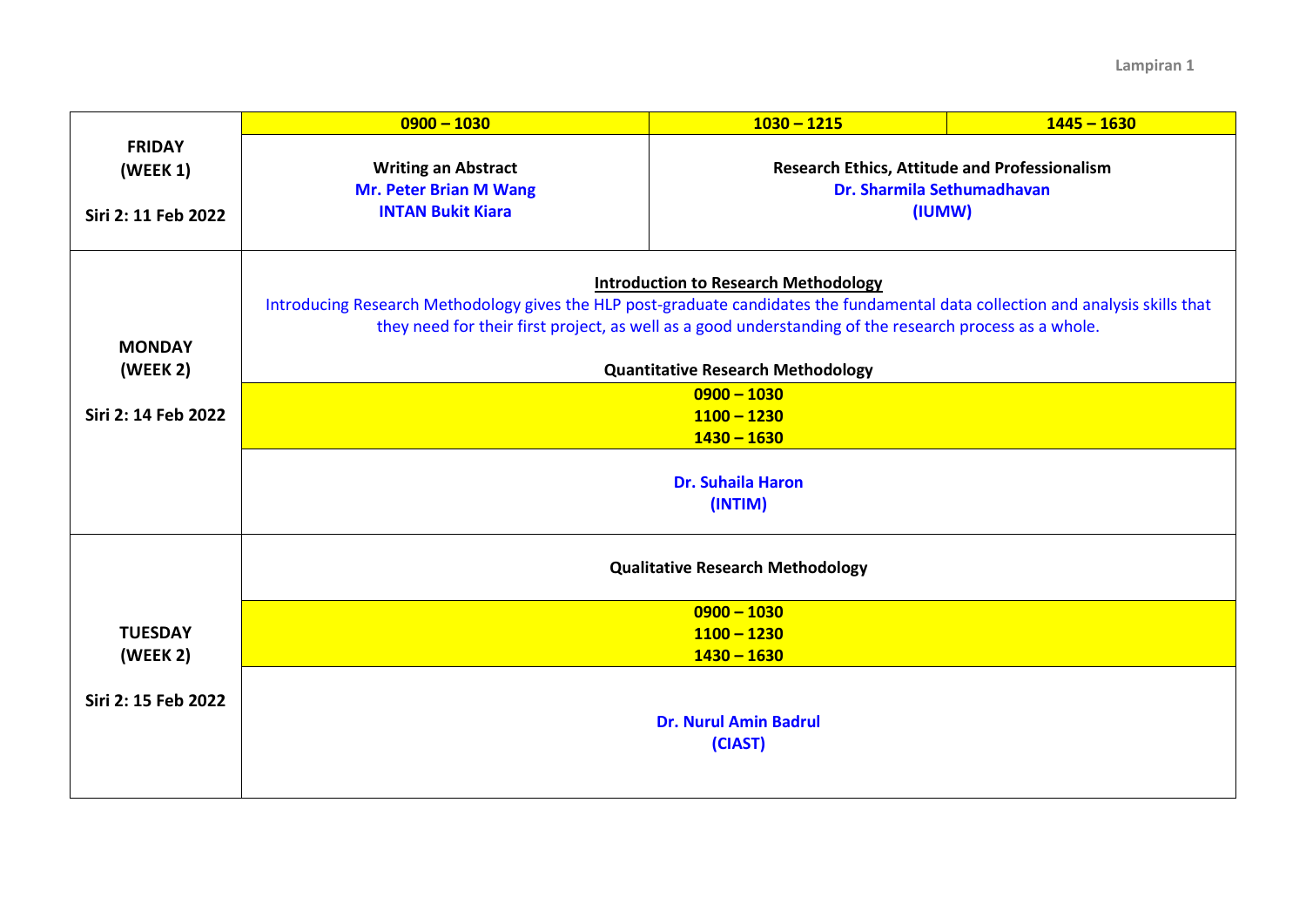Lampiran 1

| | 0900 – 1030 | 1030 – 1215 | 1445 – 1630 |
|---|---|---|---|
| **FRIDAY (WEEK 1)**<br><br>**Siri 2: 11 Feb 2022** | **Writing an Abstract**<br>**Mr. Peter Brian M Wang**<br>**INTAN Bukit Kiara** | **Research Ethics, Attitude and Professionalism**<br>**Dr. Sharmila Sethumadhavan**<br>**(IUMW)** | |
| **MONDAY (WEEK 2)**<br><br>**Siri 2: 14 Feb 2022** | **<u>Introduction to Research Methodology</u>**<br>Introducing Research Methodology gives the HLP post-graduate candidates the fundamental data collection and analysis skills that they need for their first project, as well as a good understanding of the research process as a whole.<br><br>**Quantitative Research Methodology**<br><br>**0900 – 1030**<br>**1100 – 1230**<br>**1430 – 1630**<br><br>**Dr. Suhaila Haron**<br>**(INTIM)** | | |
| **TUESDAY (WEEK 2)**<br><br>**Siri 2: 15 Feb 2022** | **Qualitative Research Methodology**<br><br>**0900 – 1030**<br>**1100 – 1230**<br>**1430 – 1630**<br><br>**Dr. Nurul Amin Badrul**<br>**(CIAST)** | | |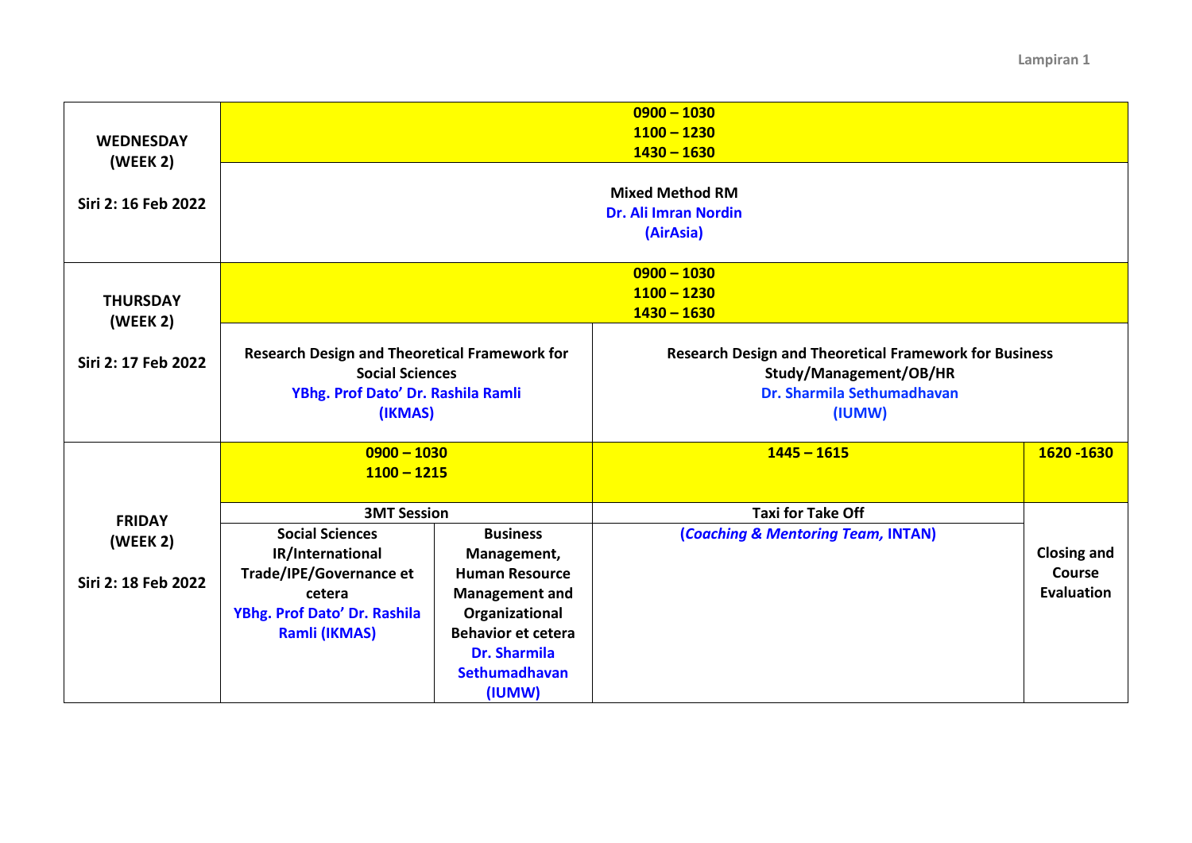Lampiran 1

| | | | | |
|---|---|---|---|---|
| **WEDNESDAY (WEEK 2)**<br><br>**Siri 2: 16 Feb 2022** | **0900 – 1030**<br>**1100 – 1230**<br>**1430 – 1630** | | | |
| | **Mixed Method RM**<br>**Dr. Ali Imran Nordin**<br>**(AirAsia)** | | | |
| **THURSDAY (WEEK 2)**<br><br>**Siri 2: 17 Feb 2022** | **0900 – 1030**<br>**1100 – 1230**<br>**1430 – 1630** | | | |
| | **Research Design and Theoretical Framework for Social Sciences**<br>**YBhg. Prof Dato' Dr. Rashila Ramli**<br>**(IKMAS)** | | **Research Design and Theoretical Framework for Business Study/Management/OB/HR**<br>**Dr. Sharmila Sethumadhavan**<br>**(IUMW)** | |
| **FRIDAY (WEEK 2)**<br><br>**Siri 2: 18 Feb 2022** | **0900 – 1030**<br>**1100 – 1215** | | **1445 – 1615** | **1620 -1630** |
| | **3MT Session** | | **Taxi for Take Off** | **Closing and Course Evaluation** |
| | **Social Sciences IR/International Trade/IPE/Governance et cetera**<br>**YBhg. Prof Dato' Dr. Rashila Ramli (IKMAS)** | **Business Management, Human Resource Management and Organizational Behavior et cetera**<br>**Dr. Sharmila Sethumadhavan (IUMW)** | **(*Coaching & Mentoring Team,* INTAN)** | |